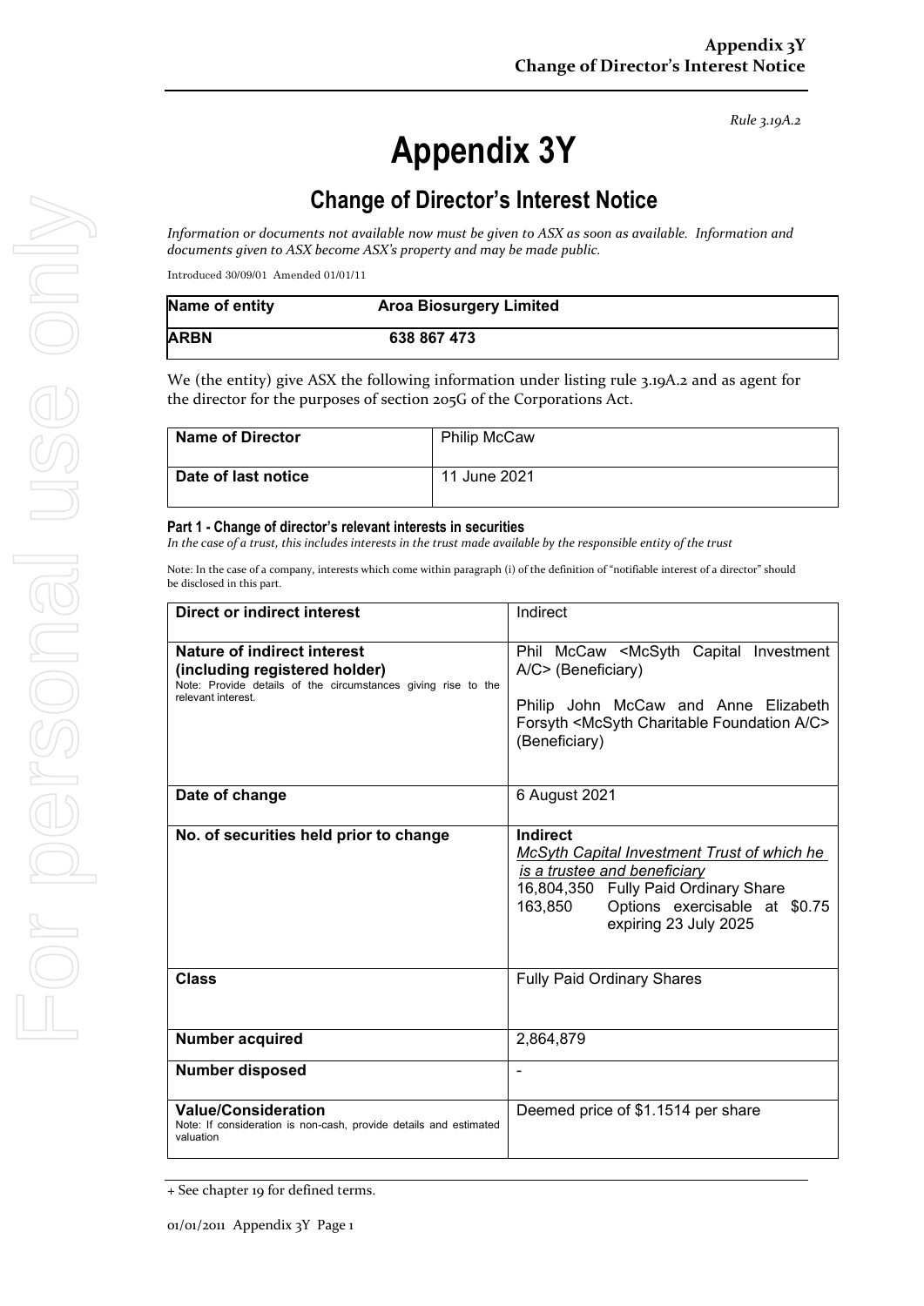*Rule 3.19A.2*

# Appendix 3Y

## Change of Director's Interest Notice

*Information or documents not available now must be given to ASX as soon as available. Information and documents given to ASX become ASX's property and may be made public.*

Introduced 30/09/01 Amended 01/01/11

| **Name of entity** | **Aroa Biosurgery Limited** |
|---|---|
| **ARBN** | **638 867 473** |

We (the entity) give ASX the following information under listing rule 3.19A.2 and as agent for the director for the purposes of section 205G of the Corporations Act.

| **Name of Director** | Philip McCaw |
|---|---|
| **Date of last notice** | 11 June 2021 |

### Part 1 - Change of director's relevant interests in securities

*In the case of a trust, this includes interests in the trust made available by the responsible entity of the trust*

Note: In the case of a company, interests which come within paragraph (i) of the definition of "notifiable interest of a director" should be disclosed in this part.

| **Direct or indirect interest** | Indirect |
|---|---|
| **Nature of indirect interest (including registered holder)** Note: Provide details of the circumstances giving rise to the relevant interest. | Phil McCaw <McSyth Capital Investment A/C> (Beneficiary)<br><br>Philip John McCaw and Anne Elizabeth Forsyth <McSyth Charitable Foundation A/C> (Beneficiary) |
| **Date of change** | 6 August 2021 |
| **No. of securities held prior to change** | **Indirect**<br>*McSyth Capital Investment Trust of which he is a trustee and beneficiary*<br>16,804,350 Fully Paid Ordinary Share<br>163,850 Options exercisable at $0.75 expiring 23 July 2025 |
| **Class** | Fully Paid Ordinary Shares |
| **Number acquired** | 2,864,879 |
| **Number disposed** | - |
| **Value/Consideration** Note: If consideration is non-cash, provide details and estimated valuation | Deemed price of $1.1514 per share |

+ See chapter 19 for defined terms.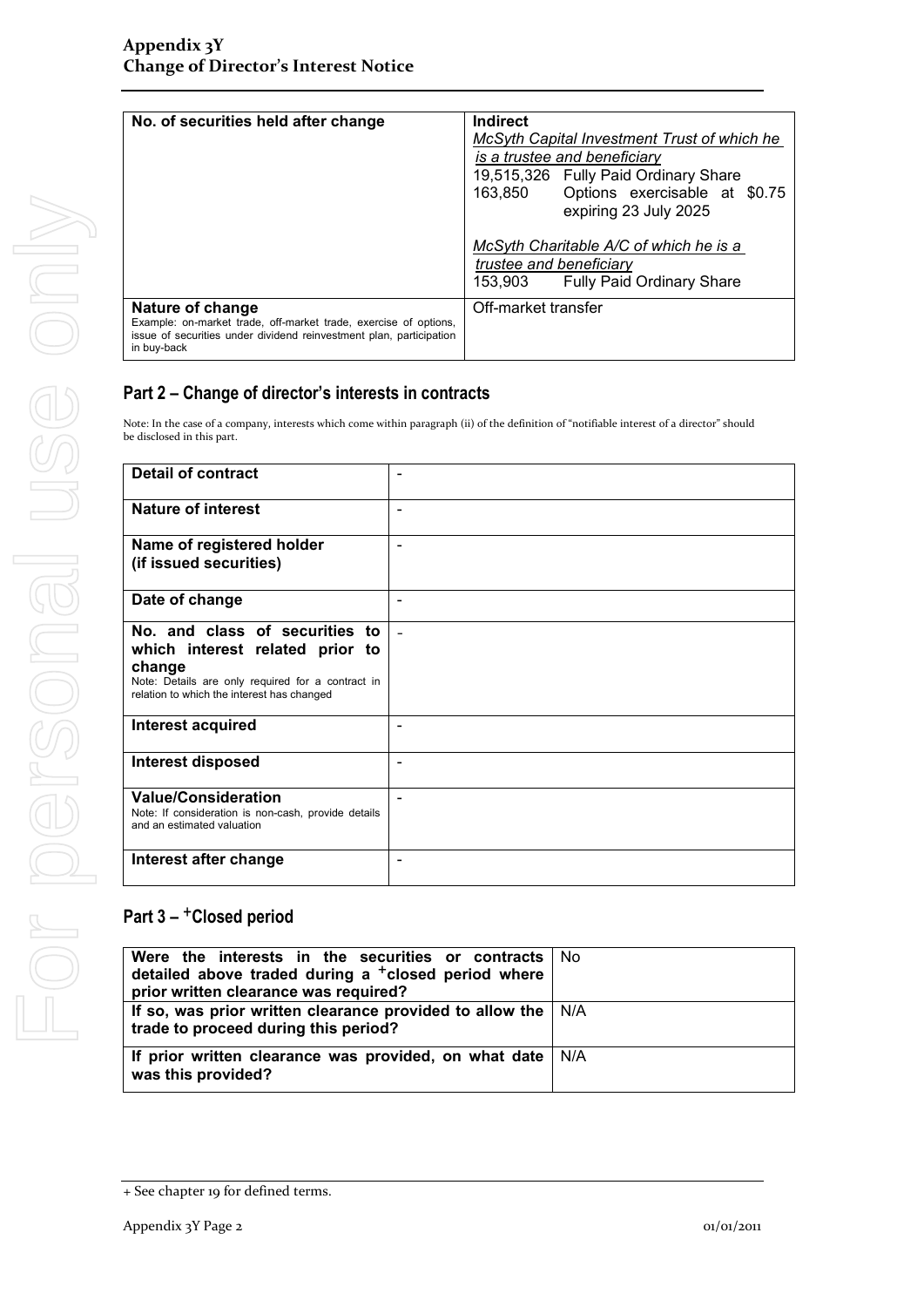| | |
|---|---|
| **No. of securities held after change** | **Indirect**<br>*McSyth Capital Investment Trust of which he is a trustee and beneficiary*<br>19,515,326 Fully Paid Ordinary Share<br>163,850 Options exercisable at $0.75 expiring 23 July 2025<br><br>*McSyth Charitable A/C of which he is a trustee and beneficiary*<br>153,903 Fully Paid Ordinary Share |
| **Nature of change**<br>Example: on-market trade, off-market trade, exercise of options, issue of securities under dividend reinvestment plan, participation in buy-back | Off-market transfer |

## Part 2 – Change of director's interests in contracts

Note: In the case of a company, interests which come within paragraph (ii) of the definition of "notifiable interest of a director" should be disclosed in this part.

| | |
|---|---|
| **Detail of contract** | - |
| **Nature of interest** | - |
| **Name of registered holder (if issued securities)** | - |
| **Date of change** | - |
| **No. and class of securities to which interest related prior to change**<br>Note: Details are only required for a contract in relation to which the interest has changed | - |
| **Interest acquired** | - |
| **Interest disposed** | - |
| **Value/Consideration**<br>Note: If consideration is non-cash, provide details and an estimated valuation | - |
| **Interest after change** | - |

## Part 3 – +Closed period

| | |
|---|---|
| **Were the interests in the securities or contracts detailed above traded during a +closed period where prior written clearance was required?** | No |
| **If so, was prior written clearance provided to allow the trade to proceed during this period?** | N/A |
| **If prior written clearance was provided, on what date was this provided?** | N/A |

+ See chapter 19 for defined terms.